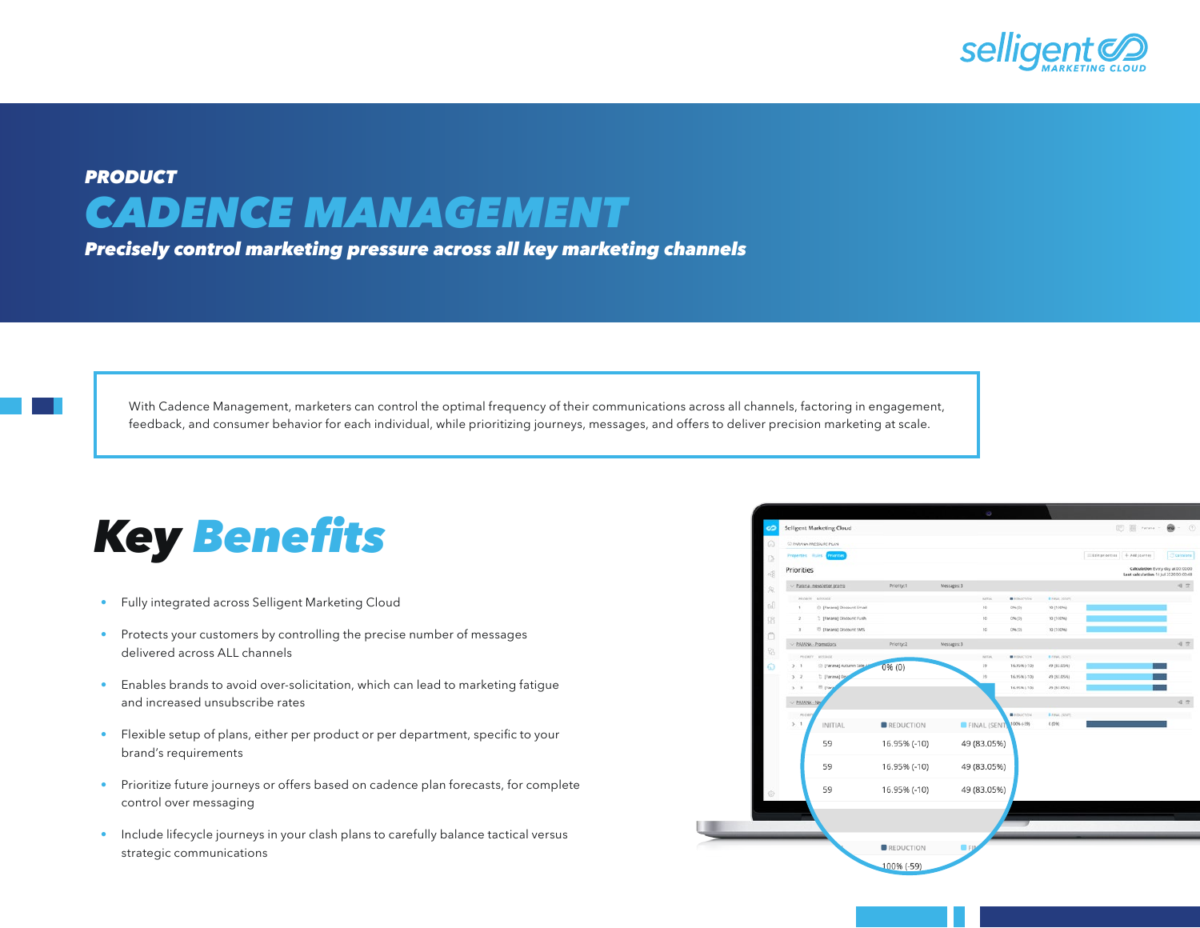## PRODUCT

# CADENCE MANAGEMENT

***Precisely control marketing pressure across all key marketing channels***

With Cadence Management, marketers can control the optimal frequency of their communications across all channels, factoring in engagement, feedback, and consumer behavior for each individual, while prioritizing journeys, messages, and offers to deliver precision marketing at scale.

## Key Benefits

- Fully integrated across Selligent Marketing Cloud
- Protects your customers by controlling the precise number of messages delivered across ALL channels
- Enables brands to avoid over-solicitation, which can lead to marketing fatigue and increased unsubscribe rates
- Flexible setup of plans, either per product or per department, specific to your brand's requirements
- Prioritize future journeys or offers based on cadence plan forecasts, for complete control over messaging
- Include lifecycle journeys in your clash plans to carefully balance tactical versus strategic communications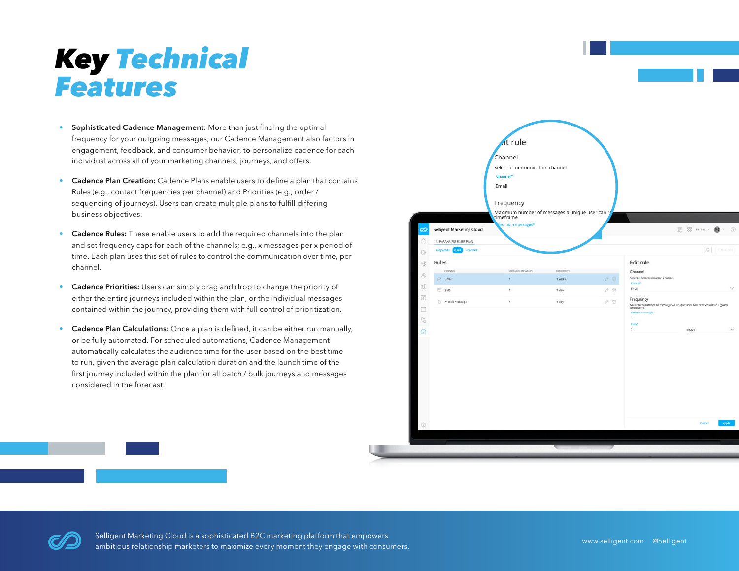# Key Technical Features

- **Sophisticated Cadence Management:** More than just finding the optimal frequency for your outgoing messages, our Cadence Management also factors in engagement, feedback, and consumer behavior, to personalize cadence for each individual across all of your marketing channels, journeys, and offers.
- **Cadence Plan Creation:** Cadence Plans enable users to define a plan that contains Rules (e.g., contact frequencies per channel) and Priorities (e.g., order / sequencing of journeys). Users can create multiple plans to fulfill differing business objectives.
- **Cadence Rules:** These enable users to add the required channels into the plan and set frequency caps for each of the channels; e.g., x messages per x period of time. Each plan uses this set of rules to control the communication over time, per channel.
- **Cadence Priorities:** Users can simply drag and drop to change the priority of either the entire journeys included within the plan, or the individual messages contained within the journey, providing them with full control of prioritization.
- **Cadence Plan Calculations:** Once a plan is defined, it can be either run manually, or be fully automated. For scheduled automations, Cadence Management automatically calculates the audience time for the user based on the best time to run, given the average plan calculation duration and the launch time of the first journey included within the plan for all batch / bulk journeys and messages considered in the forecast.

Selligent Marketing Cloud is a sophisticated B2C marketing platform that empowers ambitious relationship marketers to maximize every moment they engage with consumers.

www.selligent.com @Selligent